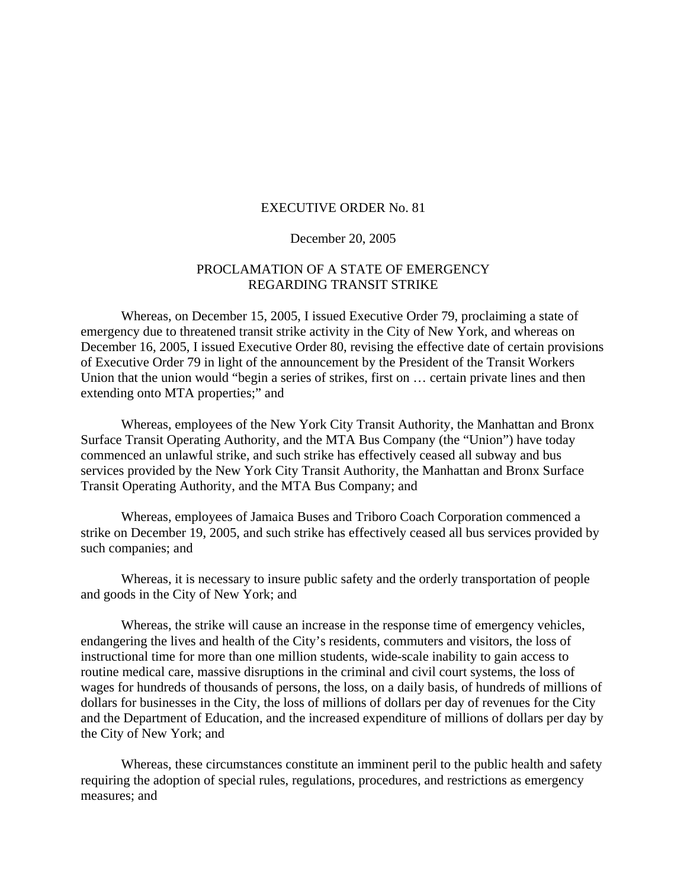# EXECUTIVE ORDER No. 81

December 20, 2005

## PROCLAMATION OF A STATE OF EMERGENCY REGARDING TRANSIT STRIKE

Whereas, on December 15, 2005, I issued Executive Order 79, proclaiming a state of emergency due to threatened transit strike activity in the City of New York, and whereas on December 16, 2005, I issued Executive Order 80, revising the effective date of certain provisions of Executive Order 79 in light of the announcement by the President of the Transit Workers Union that the union would "begin a series of strikes, first on … certain private lines and then extending onto MTA properties;" and

Whereas, employees of the New York City Transit Authority, the Manhattan and Bronx Surface Transit Operating Authority, and the MTA Bus Company (the "Union") have today commenced an unlawful strike, and such strike has effectively ceased all subway and bus services provided by the New York City Transit Authority, the Manhattan and Bronx Surface Transit Operating Authority, and the MTA Bus Company; and

Whereas, employees of Jamaica Buses and Triboro Coach Corporation commenced a strike on December 19, 2005, and such strike has effectively ceased all bus services provided by such companies; and

Whereas, it is necessary to insure public safety and the orderly transportation of people and goods in the City of New York; and

Whereas, the strike will cause an increase in the response time of emergency vehicles, endangering the lives and health of the City's residents, commuters and visitors, the loss of instructional time for more than one million students, wide-scale inability to gain access to routine medical care, massive disruptions in the criminal and civil court systems, the loss of wages for hundreds of thousands of persons, the loss, on a daily basis, of hundreds of millions of dollars for businesses in the City, the loss of millions of dollars per day of revenues for the City and the Department of Education, and the increased expenditure of millions of dollars per day by the City of New York; and

Whereas, these circumstances constitute an imminent peril to the public health and safety requiring the adoption of special rules, regulations, procedures, and restrictions as emergency measures; and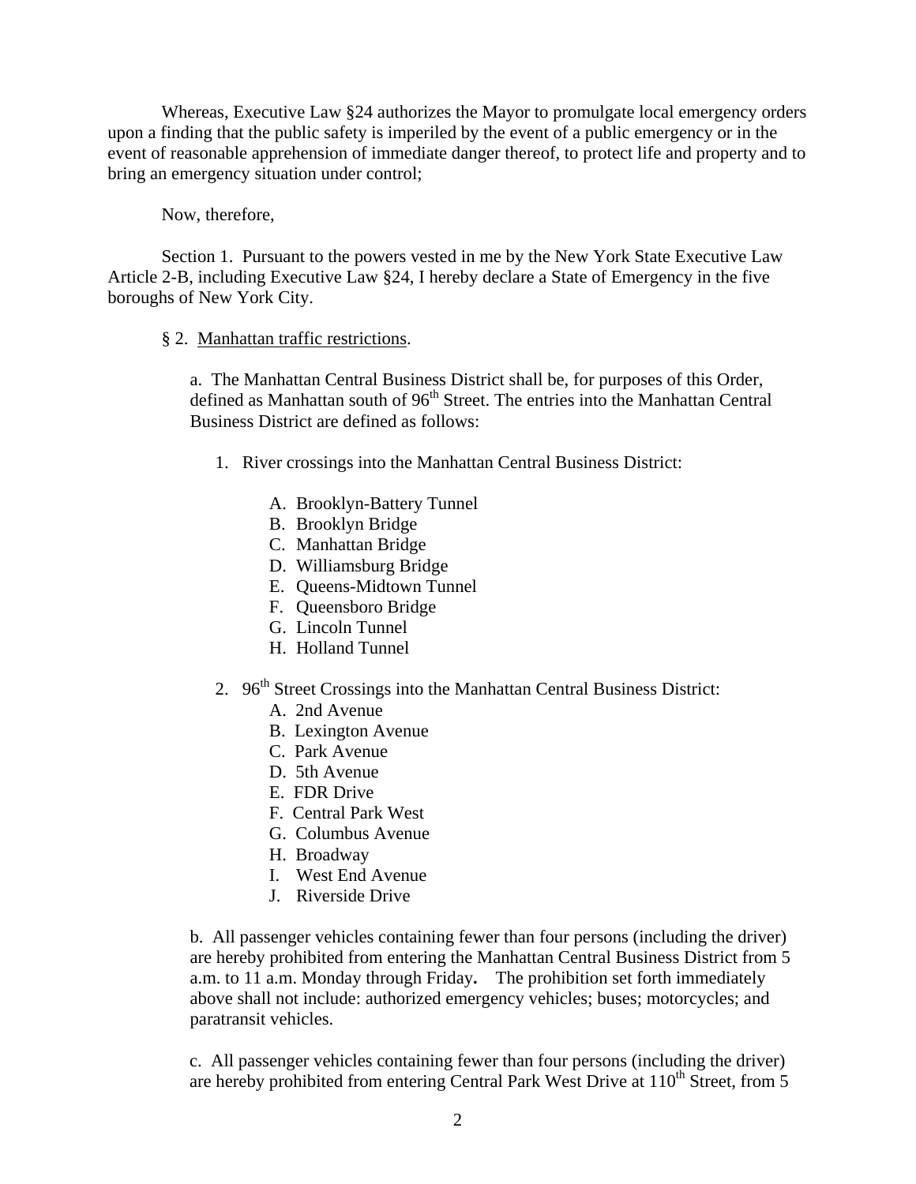Whereas, Executive Law §24 authorizes the Mayor to promulgate local emergency orders upon a finding that the public safety is imperiled by the event of a public emergency or in the event of reasonable apprehension of immediate danger thereof, to protect life and property and to bring an emergency situation under control;

Now, therefore,

Section 1. Pursuant to the powers vested in me by the New York State Executive Law Article 2-B, including Executive Law §24, I hereby declare a State of Emergency in the five boroughs of New York City.

§ 2. Manhattan traffic restrictions.

a. The Manhattan Central Business District shall be, for purposes of this Order, defined as Manhattan south of 96th Street. The entries into the Manhattan Central Business District are defined as follows:

1. River crossings into the Manhattan Central Business District:

   A. Brooklyn-Battery Tunnel
   B. Brooklyn Bridge
   C. Manhattan Bridge
   D. Williamsburg Bridge
   E. Queens-Midtown Tunnel
   F. Queensboro Bridge
   G. Lincoln Tunnel
   H. Holland Tunnel

2. 96th Street Crossings into the Manhattan Central Business District:

   A. 2nd Avenue
   B. Lexington Avenue
   C. Park Avenue
   D. 5th Avenue
   E. FDR Drive
   F. Central Park West
   G. Columbus Avenue
   H. Broadway
   I. West End Avenue
   J. Riverside Drive

b. All passenger vehicles containing fewer than four persons (including the driver) are hereby prohibited from entering the Manhattan Central Business District from 5 a.m. to 11 a.m. Monday through Friday**.** The prohibition set forth immediately above shall not include: authorized emergency vehicles; buses; motorcycles; and paratransit vehicles.

c. All passenger vehicles containing fewer than four persons (including the driver) are hereby prohibited from entering Central Park West Drive at 110th Street, from 5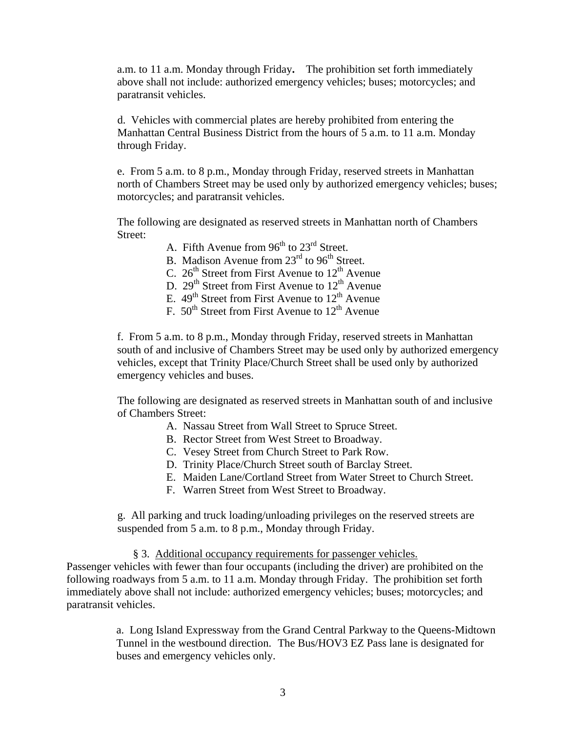a.m. to 11 a.m. Monday through Friday**.** The prohibition set forth immediately above shall not include: authorized emergency vehicles; buses; motorcycles; and paratransit vehicles.

d. Vehicles with commercial plates are hereby prohibited from entering the Manhattan Central Business District from the hours of 5 a.m. to 11 a.m. Monday through Friday.

e. From 5 a.m. to 8 p.m., Monday through Friday, reserved streets in Manhattan north of Chambers Street may be used only by authorized emergency vehicles; buses; motorcycles; and paratransit vehicles.

The following are designated as reserved streets in Manhattan north of Chambers Street:

A. Fifth Avenue from 96th to 23rd Street.
B. Madison Avenue from 23rd to 96th Street.
C. 26th Street from First Avenue to 12th Avenue
D. 29th Street from First Avenue to 12th Avenue
E. 49th Street from First Avenue to 12th Avenue
F. 50th Street from First Avenue to 12th Avenue

f. From 5 a.m. to 8 p.m., Monday through Friday, reserved streets in Manhattan south of and inclusive of Chambers Street may be used only by authorized emergency vehicles, except that Trinity Place/Church Street shall be used only by authorized emergency vehicles and buses.

The following are designated as reserved streets in Manhattan south of and inclusive of Chambers Street:

A. Nassau Street from Wall Street to Spruce Street.
B. Rector Street from West Street to Broadway.
C. Vesey Street from Church Street to Park Row.
D. Trinity Place/Church Street south of Barclay Street.
E. Maiden Lane/Cortland Street from Water Street to Church Street.
F. Warren Street from West Street to Broadway.

g. All parking and truck loading/unloading privileges on the reserved streets are suspended from 5 a.m. to 8 p.m., Monday through Friday.

§ 3. Additional occupancy requirements for passenger vehicles. Passenger vehicles with fewer than four occupants (including the driver) are prohibited on the following roadways from 5 a.m. to 11 a.m. Monday through Friday. The prohibition set forth immediately above shall not include: authorized emergency vehicles; buses; motorcycles; and paratransit vehicles.

a. Long Island Expressway from the Grand Central Parkway to the Queens-Midtown Tunnel in the westbound direction. The Bus/HOV3 EZ Pass lane is designated for buses and emergency vehicles only.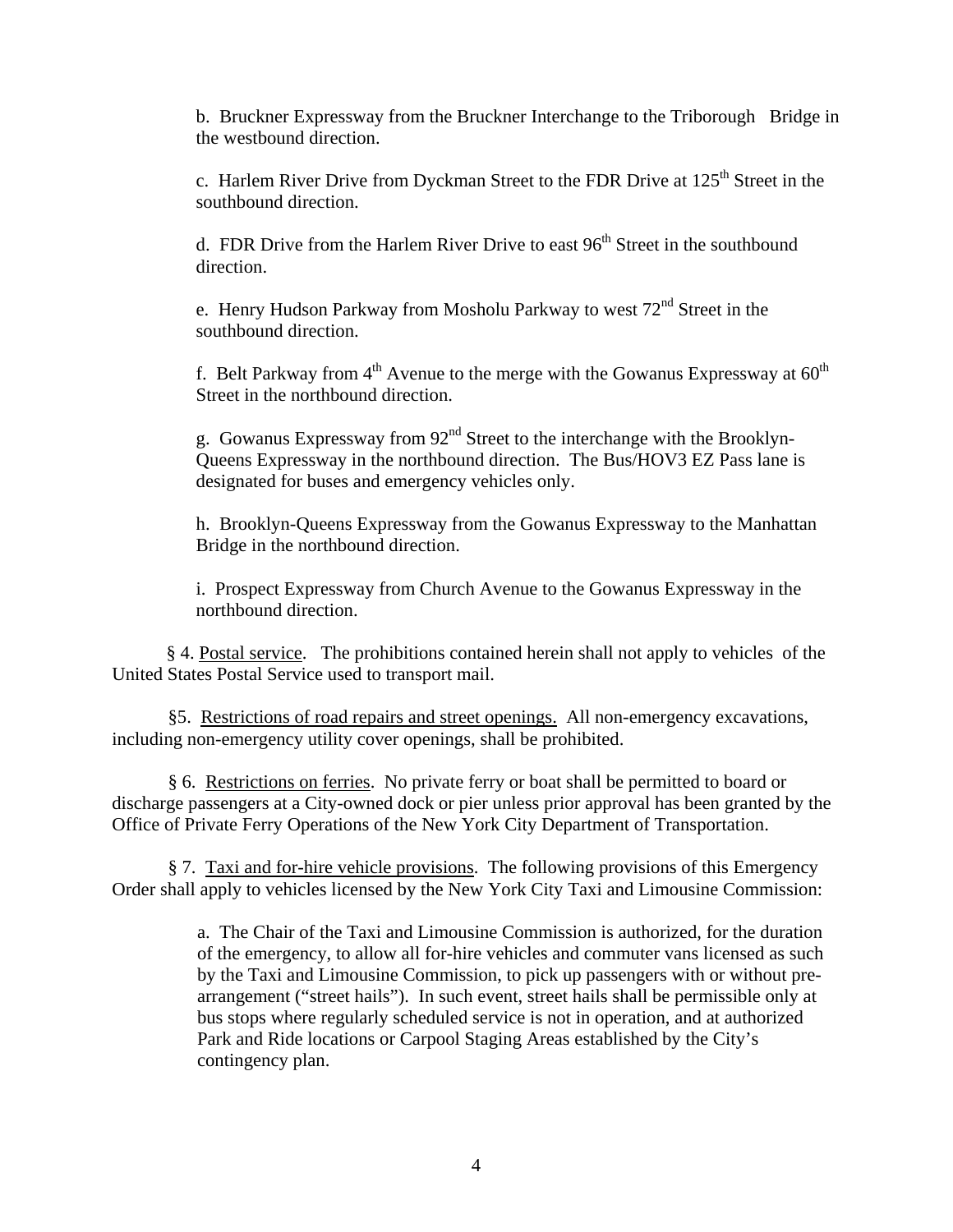b. Bruckner Expressway from the Bruckner Interchange to the Triborough Bridge in the westbound direction.

c. Harlem River Drive from Dyckman Street to the FDR Drive at 125th Street in the southbound direction.

d. FDR Drive from the Harlem River Drive to east 96th Street in the southbound direction.

e. Henry Hudson Parkway from Mosholu Parkway to west 72nd Street in the southbound direction.

f. Belt Parkway from 4th Avenue to the merge with the Gowanus Expressway at 60th Street in the northbound direction.

g. Gowanus Expressway from 92nd Street to the interchange with the Brooklyn-Queens Expressway in the northbound direction. The Bus/HOV3 EZ Pass lane is designated for buses and emergency vehicles only.

h. Brooklyn-Queens Expressway from the Gowanus Expressway to the Manhattan Bridge in the northbound direction.

i. Prospect Expressway from Church Avenue to the Gowanus Expressway in the northbound direction.

§ 4. Postal service. The prohibitions contained herein shall not apply to vehicles of the United States Postal Service used to transport mail.

§5. Restrictions of road repairs and street openings. All non-emergency excavations, including non-emergency utility cover openings, shall be prohibited.

§ 6. Restrictions on ferries. No private ferry or boat shall be permitted to board or discharge passengers at a City-owned dock or pier unless prior approval has been granted by the Office of Private Ferry Operations of the New York City Department of Transportation.

§ 7. Taxi and for-hire vehicle provisions. The following provisions of this Emergency Order shall apply to vehicles licensed by the New York City Taxi and Limousine Commission:

a. The Chair of the Taxi and Limousine Commission is authorized, for the duration of the emergency, to allow all for-hire vehicles and commuter vans licensed as such by the Taxi and Limousine Commission, to pick up passengers with or without pre-arrangement ("street hails"). In such event, street hails shall be permissible only at bus stops where regularly scheduled service is not in operation, and at authorized Park and Ride locations or Carpool Staging Areas established by the City's contingency plan.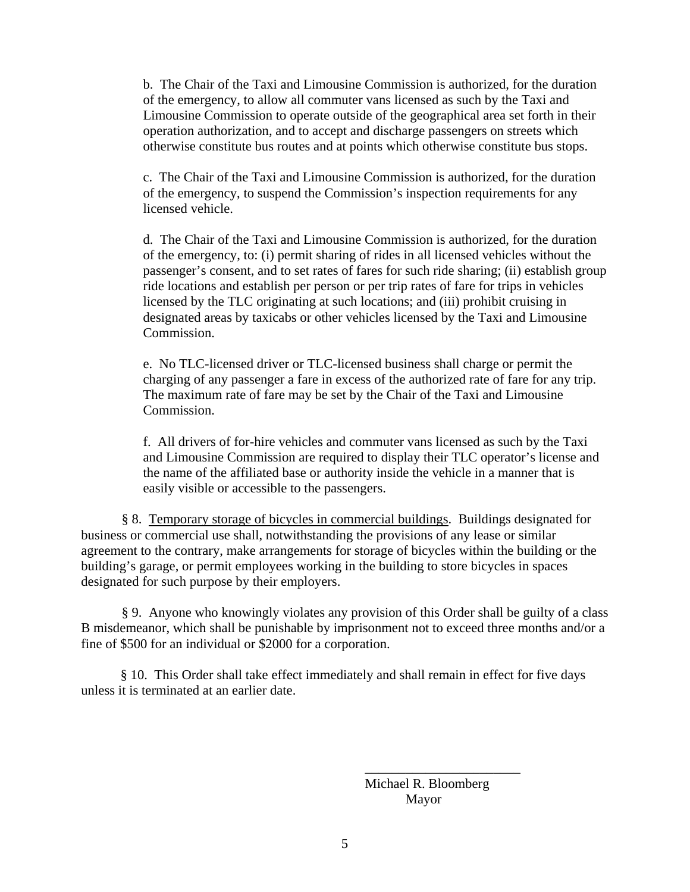b. The Chair of the Taxi and Limousine Commission is authorized, for the duration of the emergency, to allow all commuter vans licensed as such by the Taxi and Limousine Commission to operate outside of the geographical area set forth in their operation authorization, and to accept and discharge passengers on streets which otherwise constitute bus routes and at points which otherwise constitute bus stops.

c. The Chair of the Taxi and Limousine Commission is authorized, for the duration of the emergency, to suspend the Commission's inspection requirements for any licensed vehicle.

d. The Chair of the Taxi and Limousine Commission is authorized, for the duration of the emergency, to: (i) permit sharing of rides in all licensed vehicles without the passenger's consent, and to set rates of fares for such ride sharing; (ii) establish group ride locations and establish per person or per trip rates of fare for trips in vehicles licensed by the TLC originating at such locations; and (iii) prohibit cruising in designated areas by taxicabs or other vehicles licensed by the Taxi and Limousine Commission.

e. No TLC-licensed driver or TLC-licensed business shall charge or permit the charging of any passenger a fare in excess of the authorized rate of fare for any trip. The maximum rate of fare may be set by the Chair of the Taxi and Limousine Commission.

f. All drivers of for-hire vehicles and commuter vans licensed as such by the Taxi and Limousine Commission are required to display their TLC operator's license and the name of the affiliated base or authority inside the vehicle in a manner that is easily visible or accessible to the passengers.

§ 8. Temporary storage of bicycles in commercial buildings. Buildings designated for business or commercial use shall, notwithstanding the provisions of any lease or similar agreement to the contrary, make arrangements for storage of bicycles within the building or the building's garage, or permit employees working in the building to store bicycles in spaces designated for such purpose by their employers.

§ 9. Anyone who knowingly violates any provision of this Order shall be guilty of a class B misdemeanor, which shall be punishable by imprisonment not to exceed three months and/or a fine of $500 for an individual or $2000 for a corporation.

§ 10. This Order shall take effect immediately and shall remain in effect for five days unless it is terminated at an earlier date.

\_\_\_\_\_\_\_\_\_\_\_\_\_\_\_\_\_\_\_\_\_\_\_\_

Michael R. Bloomberg
Mayor